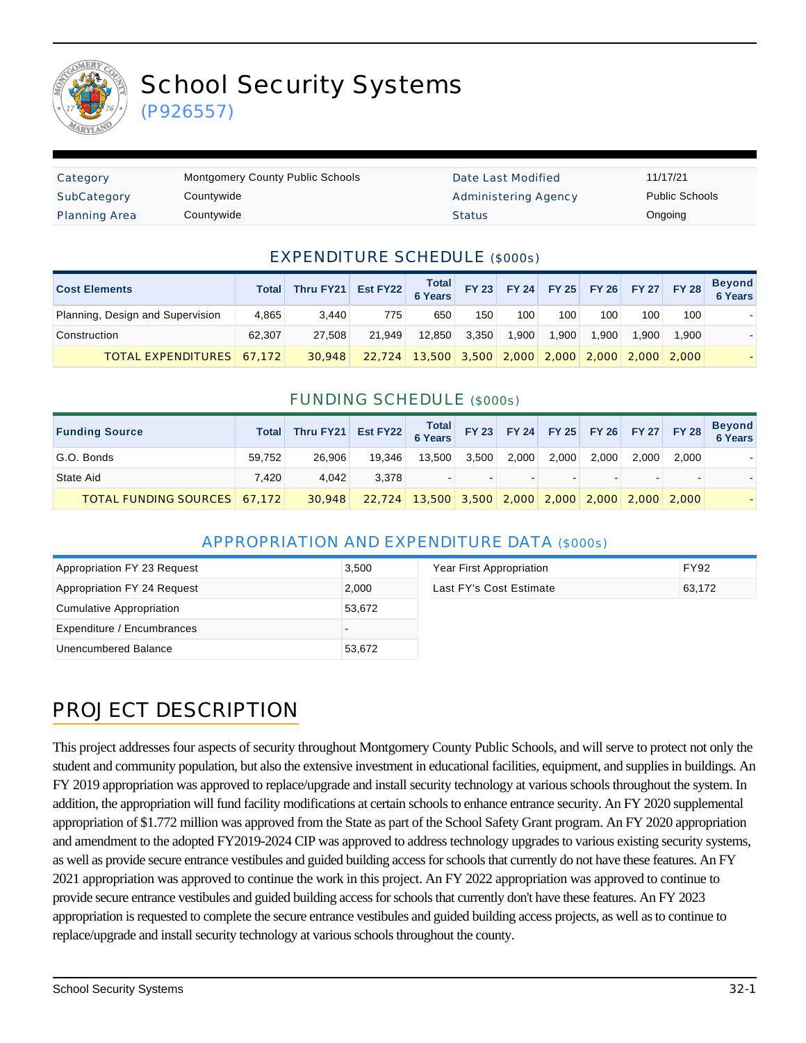# School Security Systems

(P926557)

| Category | Montgomery County Public Schools | Date Last Modified | 11/17/21 |
|---|---|---|---|
| SubCategory | Countywide | Administering Agency | Public Schools |
| Planning Area | Countywide | Status | Ongoing |

## EXPENDITURE SCHEDULE ($000s)

| Cost Elements | Total | Thru FY21 | Est FY22 | Total 6 Years | FY 23 | FY 24 | FY 25 | FY 26 | FY 27 | FY 28 | Beyond 6 Years |
|---|---|---|---|---|---|---|---|---|---|---|---|
| Planning, Design and Supervision | 4,865 | 3,440 | 775 | 650 | 150 | 100 | 100 | 100 | 100 | 100 | - |
| Construction | 62,307 | 27,508 | 21,949 | 12,850 | 3,350 | 1,900 | 1,900 | 1,900 | 1,900 | 1,900 | - |
| TOTAL EXPENDITURES | 67,172 | 30,948 | 22,724 | 13,500 | 3,500 | 2,000 | 2,000 | 2,000 | 2,000 | 2,000 | - |

## FUNDING SCHEDULE ($000s)

| Funding Source | Total | Thru FY21 | Est FY22 | Total 6 Years | FY 23 | FY 24 | FY 25 | FY 26 | FY 27 | FY 28 | Beyond 6 Years |
|---|---|---|---|---|---|---|---|---|---|---|---|
| G.O. Bonds | 59,752 | 26,906 | 19,346 | 13,500 | 3,500 | 2,000 | 2,000 | 2,000 | 2,000 | 2,000 | - |
| State Aid | 7,420 | 4,042 | 3,378 | - | - | - | - | - | - | - | - |
| TOTAL FUNDING SOURCES | 67,172 | 30,948 | 22,724 | 13,500 | 3,500 | 2,000 | 2,000 | 2,000 | 2,000 | 2,000 | - |

## APPROPRIATION AND EXPENDITURE DATA ($000s)

| | |
|---|---|
| Appropriation FY 23 Request | 3,500 |
| Appropriation FY 24 Request | 2,000 |
| Cumulative Appropriation | 53,672 |
| Expenditure / Encumbrances | - |
| Unencumbered Balance | 53,672 |

| | |
|---|---|
| Year First Appropriation | FY92 |
| Last FY's Cost Estimate | 63,172 |

## PROJECT DESCRIPTION

This project addresses four aspects of security throughout Montgomery County Public Schools, and will serve to protect not only the student and community population, but also the extensive investment in educational facilities, equipment, and supplies in buildings. An FY 2019 appropriation was approved to replace/upgrade and install security technology at various schools throughout the system. In addition, the appropriation will fund facility modifications at certain schools to enhance entrance security. An FY 2020 supplemental appropriation of $1.772 million was approved from the State as part of the School Safety Grant program. An FY 2020 appropriation and amendment to the adopted FY2019-2024 CIP was approved to address technology upgrades to various existing security systems, as well as provide secure entrance vestibules and guided building access for schools that currently do not have these features. An FY 2021 appropriation was approved to continue the work in this project. An FY 2022 appropriation was approved to continue to provide secure entrance vestibules and guided building access for schools that currently don't have these features. An FY 2023 appropriation is requested to complete the secure entrance vestibules and guided building access projects, as well as to continue to replace/upgrade and install security technology at various schools throughout the county.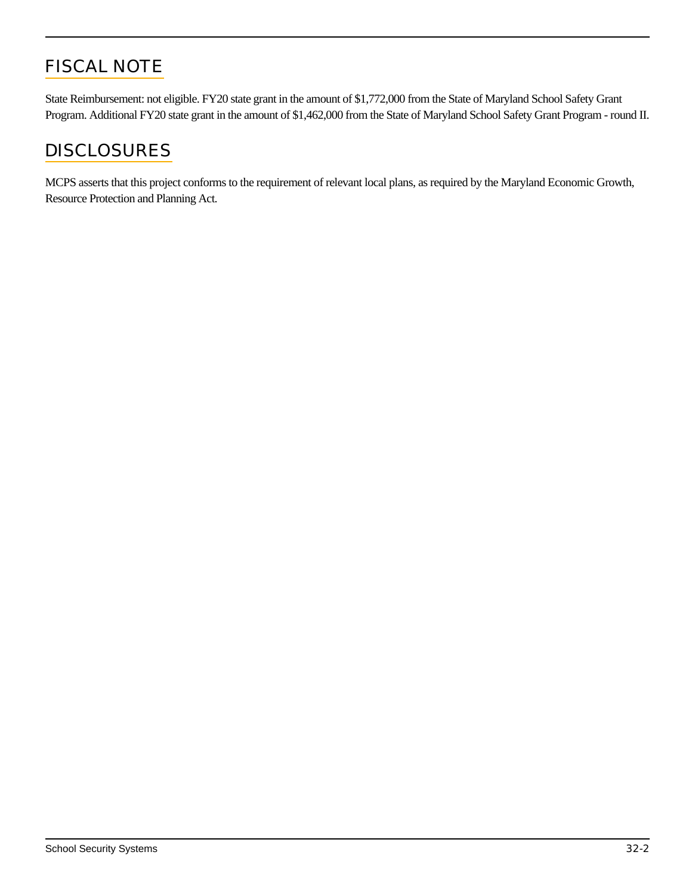## FISCAL NOTE

State Reimbursement: not eligible. FY20 state grant in the amount of $1,772,000 from the State of Maryland School Safety Grant Program. Additional FY20 state grant in the amount of $1,462,000 from the State of Maryland School Safety Grant Program - round II.

## DISCLOSURES

MCPS asserts that this project conforms to the requirement of relevant local plans, as required by the Maryland Economic Growth, Resource Protection and Planning Act.